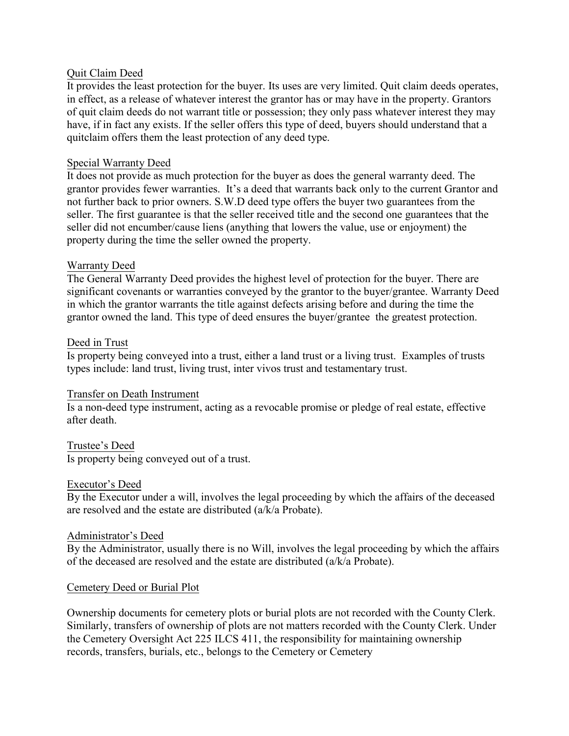## Quit Claim Deed

It provides the least protection for the buyer. Its uses are very limited. Quit claim deeds operates, in effect, as a release of whatever interest the grantor has or may have in the property. Grantors of quit claim deeds do not warrant title or possession; they only pass whatever interest they may have, if in fact any exists. If the seller offers this type of deed, buyers should understand that a quitclaim offers them the least protection of any deed type.

## Special Warranty Deed

It does not provide as much protection for the buyer as does the general warranty deed. The grantor provides fewer warranties. It's a deed that warrants back only to the current Grantor and not further back to prior owners. S.W.D deed type offers the buyer two guarantees from the seller. The first guarantee is that the seller received title and the second one guarantees that the seller did not encumber/cause liens (anything that lowers the value, use or enjoyment) the property during the time the seller owned the property.

## Warranty Deed

The General Warranty Deed provides the highest level of protection for the buyer. There are significant covenants or warranties conveyed by the grantor to the buyer/grantee. Warranty Deed in which the grantor warrants the title against defects arising before and during the time the grantor owned the land. This type of deed ensures the buyer/grantee the greatest protection.

## Deed in Trust

Is property being conveyed into a trust, either a land trust or a living trust. Examples of trusts types include: land trust, living trust, inter vivos trust and testamentary trust.

## Transfer on Death Instrument

Is a non-deed type instrument, acting as a revocable promise or pledge of real estate, effective after death.

## Trustee's Deed

Is property being conveyed out of a trust.

## Executor's Deed

By the Executor under a will, involves the legal proceeding by which the affairs of the deceased are resolved and the estate are distributed (a/k/a Probate).

## Administrator's Deed

By the Administrator, usually there is no Will, involves the legal proceeding by which the affairs of the deceased are resolved and the estate are distributed (a/k/a Probate).

## Cemetery Deed or Burial Plot

Ownership documents for cemetery plots or burial plots are not recorded with the County Clerk. Similarly, transfers of ownership of plots are not matters recorded with the County Clerk. Under the Cemetery Oversight Act 225 ILCS 411, the responsibility for maintaining ownership records, transfers, burials, etc., belongs to the Cemetery or Cemetery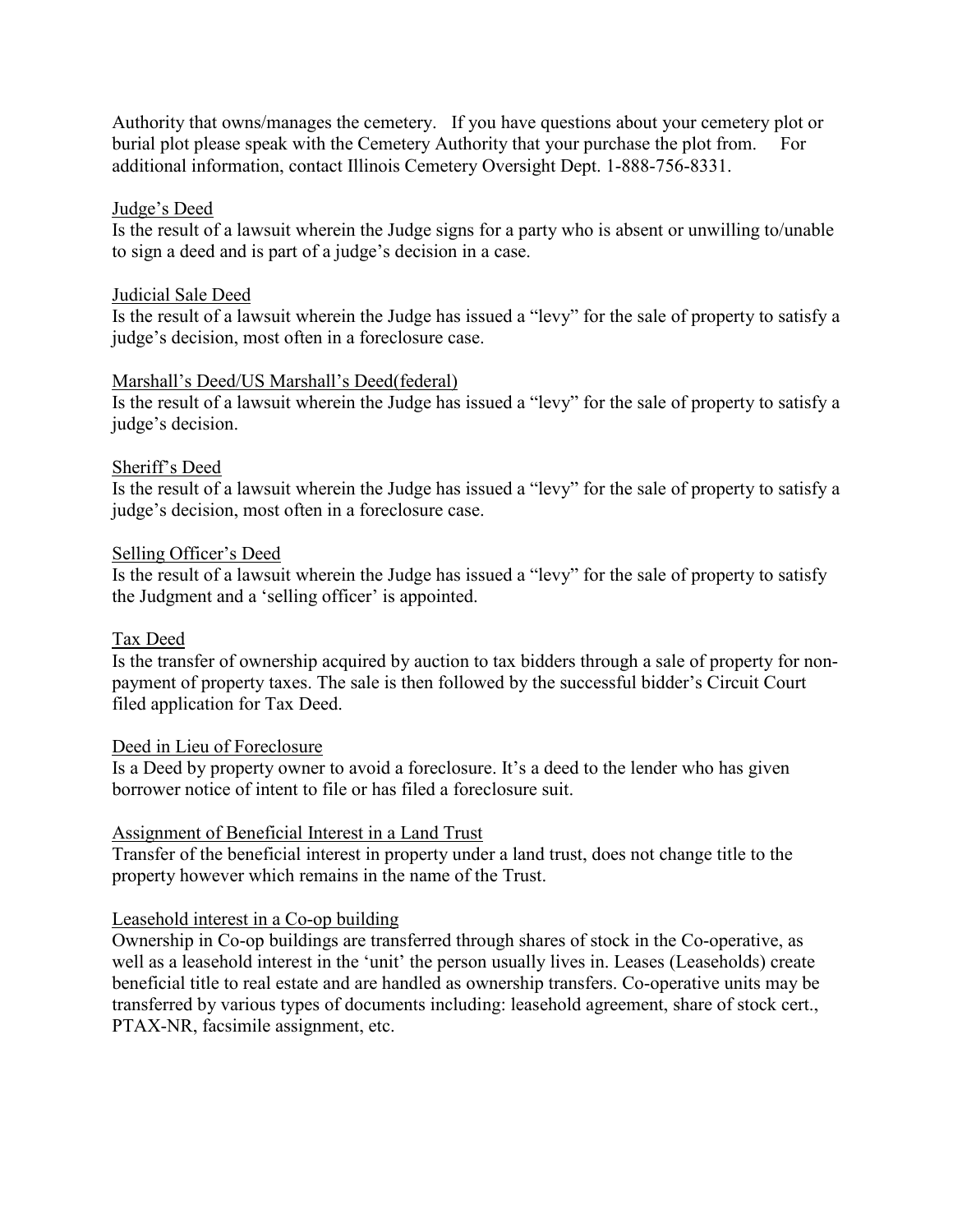Authority that owns/manages the cemetery. If you have questions about your cemetery plot or burial plot please speak with the Cemetery Authority that your purchase the plot from. For additional information, contact Illinois Cemetery Oversight Dept. 1-888-756-8331.

<u>Judge's Deed</u>
Is the result of a lawsuit wherein the Judge signs for a party who is absent or unwilling to/unable to sign a deed and is part of a judge's decision in a case.

<u>Judicial Sale Deed</u>
Is the result of a lawsuit wherein the Judge has issued a "levy" for the sale of property to satisfy a judge's decision, most often in a foreclosure case.

<u>Marshall's Deed/US Marshall's Deed(federal)</u>
Is the result of a lawsuit wherein the Judge has issued a "levy" for the sale of property to satisfy a judge's decision.

<u>Sheriff's Deed</u>
Is the result of a lawsuit wherein the Judge has issued a "levy" for the sale of property to satisfy a judge's decision, most often in a foreclosure case.

<u>Selling Officer's Deed</u>
Is the result of a lawsuit wherein the Judge has issued a "levy" for the sale of property to satisfy the Judgment and a 'selling officer' is appointed.

<u>Tax Deed</u>
Is the transfer of ownership acquired by auction to tax bidders through a sale of property for non-payment of property taxes. The sale is then followed by the successful bidder's Circuit Court filed application for Tax Deed.

<u>Deed in Lieu of Foreclosure</u>
Is a Deed by property owner to avoid a foreclosure. It's a deed to the lender who has given borrower notice of intent to file or has filed a foreclosure suit.

<u>Assignment of Beneficial Interest in a Land Trust</u>
Transfer of the beneficial interest in property under a land trust, does not change title to the property however which remains in the name of the Trust.

<u>Leasehold interest in a Co-op building</u>
Ownership in Co-op buildings are transferred through shares of stock in the Co-operative, as well as a leasehold interest in the 'unit' the person usually lives in. Leases (Leaseholds) create beneficial title to real estate and are handled as ownership transfers. Co-operative units may be transferred by various types of documents including: leasehold agreement, share of stock cert., PTAX-NR, facsimile assignment, etc.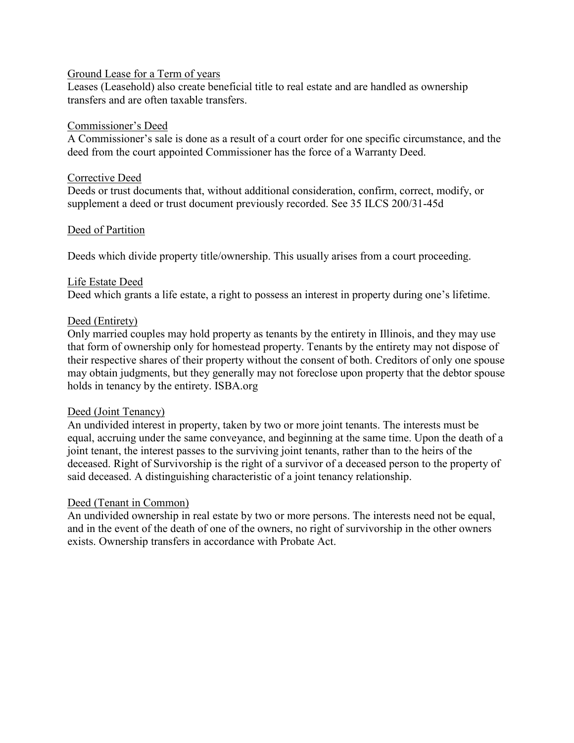Ground Lease for a Term of years

Leases (Leasehold) also create beneficial title to real estate and are handled as ownership transfers and are often taxable transfers.

Commissioner's Deed

A Commissioner's sale is done as a result of a court order for one specific circumstance, and the deed from the court appointed Commissioner has the force of a Warranty Deed.

Corrective Deed

Deeds or trust documents that, without additional consideration, confirm, correct, modify, or supplement a deed or trust document previously recorded. See 35 ILCS 200/31-45d

Deed of Partition

Deeds which divide property title/ownership. This usually arises from a court proceeding.

Life Estate Deed

Deed which grants a life estate, a right to possess an interest in property during one's lifetime.

Deed (Entirety)

Only married couples may hold property as tenants by the entirety in Illinois, and they may use that form of ownership only for homestead property. Tenants by the entirety may not dispose of their respective shares of their property without the consent of both. Creditors of only one spouse may obtain judgments, but they generally may not foreclose upon property that the debtor spouse holds in tenancy by the entirety. ISBA.org

Deed (Joint Tenancy)

An undivided interest in property, taken by two or more joint tenants. The interests must be equal, accruing under the same conveyance, and beginning at the same time. Upon the death of a joint tenant, the interest passes to the surviving joint tenants, rather than to the heirs of the deceased. Right of Survivorship is the right of a survivor of a deceased person to the property of said deceased. A distinguishing characteristic of a joint tenancy relationship.

Deed (Tenant in Common)

An undivided ownership in real estate by two or more persons. The interests need not be equal, and in the event of the death of one of the owners, no right of survivorship in the other owners exists. Ownership transfers in accordance with Probate Act.